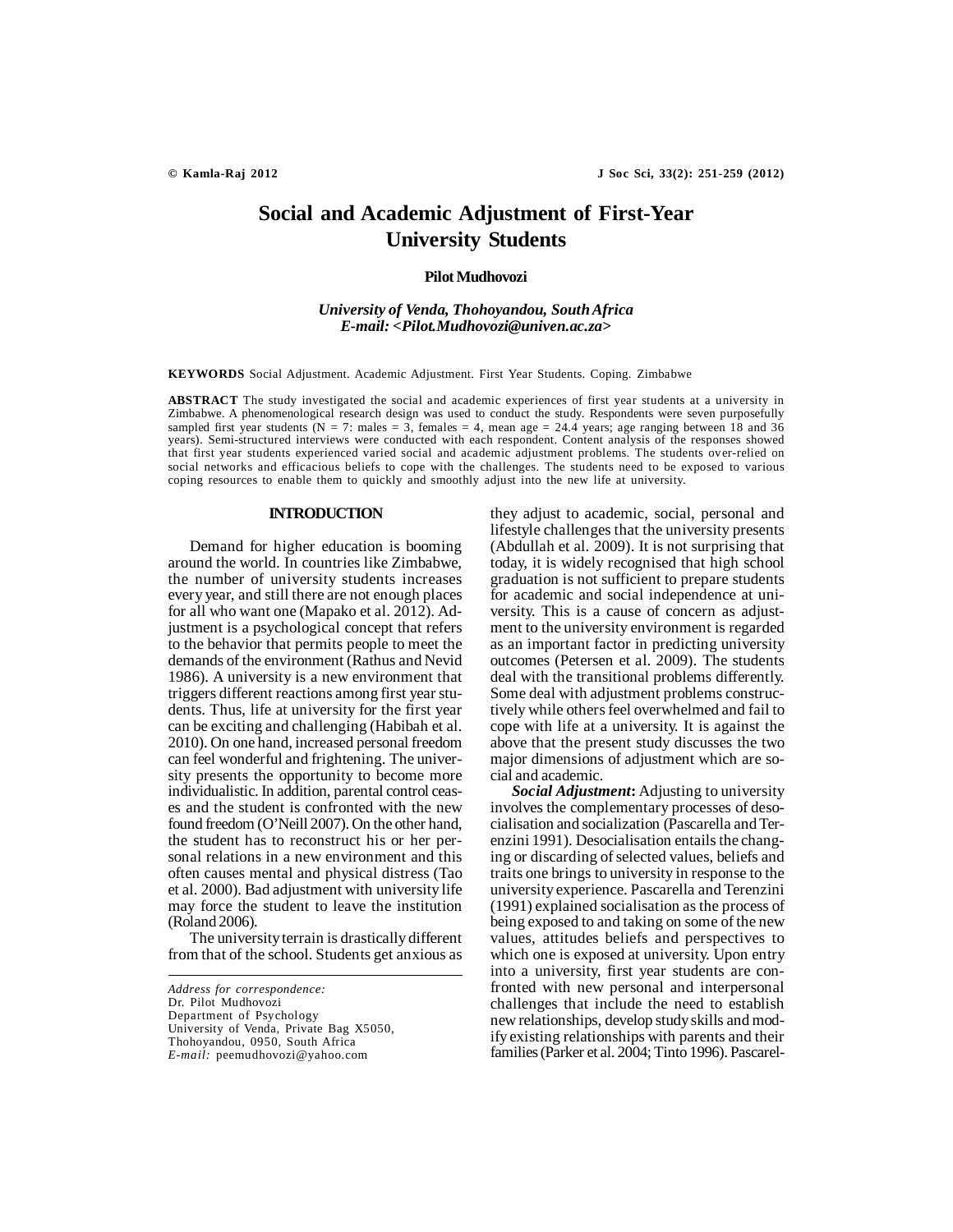# Social and Academic Adjustment of First-Year University Students

**Pilot Mudhovozi**

*University of Venda, Thohoyandou, South Africa*
*E-mail: <Pilot.Mudhovozi@univen.ac.za>*

**KEYWORDS** Social Adjustment. Academic Adjustment. First Year Students. Coping. Zimbabwe

**ABSTRACT** The study investigated the social and academic experiences of first year students at a university in Zimbabwe. A phenomenological research design was used to conduct the study. Respondents were seven purposefully sampled first year students (N = 7: males = 3, females = 4, mean age = 24.4 years; age ranging between 18 and 36 years). Semi-structured interviews were conducted with each respondent. Content analysis of the responses showed that first year students experienced varied social and academic adjustment problems. The students over-relied on social networks and efficacious beliefs to cope with the challenges. The students need to be exposed to various coping resources to enable them to quickly and smoothly adjust into the new life at university.

## INTRODUCTION

Demand for higher education is booming around the world. In countries like Zimbabwe, the number of university students increases every year, and still there are not enough places for all who want one (Mapako et al. 2012). Adjustment is a psychological concept that refers to the behavior that permits people to meet the demands of the environment (Rathus and Nevid 1986). A university is a new environment that triggers different reactions among first year students. Thus, life at university for the first year can be exciting and challenging (Habibah et al. 2010). On one hand, increased personal freedom can feel wonderful and frightening. The university presents the opportunity to become more individualistic. In addition, parental control ceases and the student is confronted with the new found freedom (O'Neill 2007). On the other hand, the student has to reconstruct his or her personal relations in a new environment and this often causes mental and physical distress (Tao et al. 2000). Bad adjustment with university life may force the student to leave the institution (Roland 2006).

The university terrain is drastically different from that of the school. Students get anxious as they adjust to academic, social, personal and lifestyle challenges that the university presents (Abdullah et al. 2009). It is not surprising that today, it is widely recognised that high school graduation is not sufficient to prepare students for academic and social independence at university. This is a cause of concern as adjustment to the university environment is regarded as an important factor in predicting university outcomes (Petersen et al. 2009). The students deal with the transitional problems differently. Some deal with adjustment problems constructively while others feel overwhelmed and fail to cope with life at a university. It is against the above that the present study discusses the two major dimensions of adjustment which are social and academic.

***Social Adjustment*:** Adjusting to university involves the complementary processes of desocialisation and socialization (Pascarella and Terenzini 1991). Desocialisation entails the changing or discarding of selected values, beliefs and traits one brings to university in response to the university experience. Pascarella and Terenzini (1991) explained socialisation as the process of being exposed to and taking on some of the new values, attitudes beliefs and perspectives to which one is exposed at university. Upon entry into a university, first year students are confronted with new personal and interpersonal challenges that include the need to establish new relationships, develop study skills and modify existing relationships with parents and their families (Parker et al. 2004; Tinto 1996). Pascarel-

---

*Address for correspondence:*
Dr. Pilot Mudhovozi
Department of Psychology
University of Venda, Private Bag X5050,
Thohoyandou, 0950, South Africa
*E-mail:* peemudhovozi@yahoo.com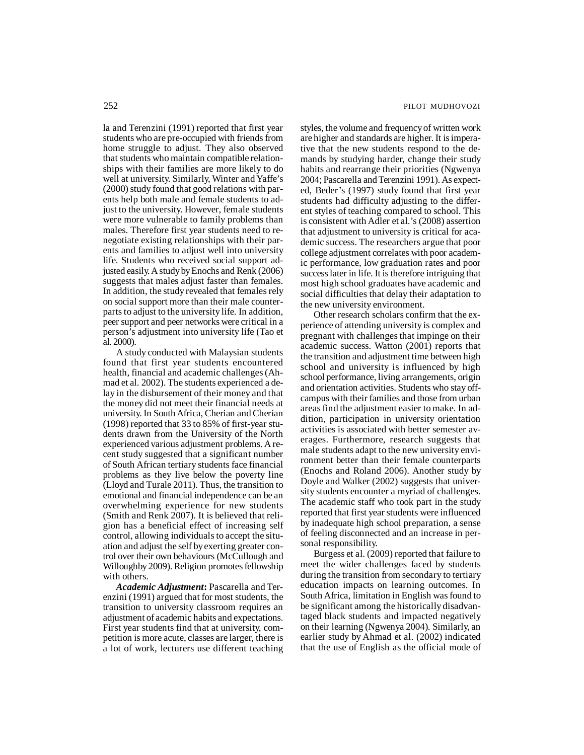la and Terenzini (1991) reported that first year students who are pre-occupied with friends from home struggle to adjust. They also observed that students who maintain compatible relationships with their families are more likely to do well at university. Similarly, Winter and Yaffe's (2000) study found that good relations with parents help both male and female students to adjust to the university. However, female students were more vulnerable to family problems than males. Therefore first year students need to renegotiate existing relationships with their parents and families to adjust well into university life. Students who received social support adjusted easily. A study by Enochs and Renk (2006) suggests that males adjust faster than females. In addition, the study revealed that females rely on social support more than their male counterparts to adjust to the university life. In addition, peer support and peer networks were critical in a person's adjustment into university life (Tao et al. 2000).

A study conducted with Malaysian students found that first year students encountered health, financial and academic challenges (Ahmad et al. 2002). The students experienced a delay in the disbursement of their money and that the money did not meet their financial needs at university. In South Africa, Cherian and Cherian (1998) reported that 33 to 85% of first-year students drawn from the University of the North experienced various adjustment problems. A recent study suggested that a significant number of South African tertiary students face financial problems as they live below the poverty line (Lloyd and Turale 2011). Thus, the transition to emotional and financial independence can be an overwhelming experience for new students (Smith and Renk 2007). It is believed that religion has a beneficial effect of increasing self control, allowing individuals to accept the situation and adjust the self by exerting greater control over their own behaviours (McCullough and Willoughby 2009). Religion promotes fellowship with others.

***Academic Adjustment*:** Pascarella and Terenzini (1991) argued that for most students, the transition to university classroom requires an adjustment of academic habits and expectations. First year students find that at university, competition is more acute, classes are larger, there is a lot of work, lecturers use different teaching styles, the volume and frequency of written work are higher and standards are higher. It is imperative that the new students respond to the demands by studying harder, change their study habits and rearrange their priorities (Ngwenya 2004; Pascarella and Terenzini 1991). As expected, Beder's (1997) study found that first year students had difficulty adjusting to the different styles of teaching compared to school. This is consistent with Adler et al.'s (2008) assertion that adjustment to university is critical for academic success. The researchers argue that poor college adjustment correlates with poor academic performance, low graduation rates and poor success later in life. It is therefore intriguing that most high school graduates have academic and social difficulties that delay their adaptation to the new university environment.

Other research scholars confirm that the experience of attending university is complex and pregnant with challenges that impinge on their academic success. Watton (2001) reports that the transition and adjustment time between high school and university is influenced by high school performance, living arrangements, origin and orientation activities. Students who stay off-campus with their families and those from urban areas find the adjustment easier to make. In addition, participation in university orientation activities is associated with better semester averages. Furthermore, research suggests that male students adapt to the new university environment better than their female counterparts (Enochs and Roland 2006). Another study by Doyle and Walker (2002) suggests that university students encounter a myriad of challenges. The academic staff who took part in the study reported that first year students were influenced by inadequate high school preparation, a sense of feeling disconnected and an increase in personal responsibility.

Burgess et al. (2009) reported that failure to meet the wider challenges faced by students during the transition from secondary to tertiary education impacts on learning outcomes. In South Africa, limitation in English was found to be significant among the historically disadvantaged black students and impacted negatively on their learning (Ngwenya 2004). Similarly, an earlier study by Ahmad et al. (2002) indicated that the use of English as the official mode of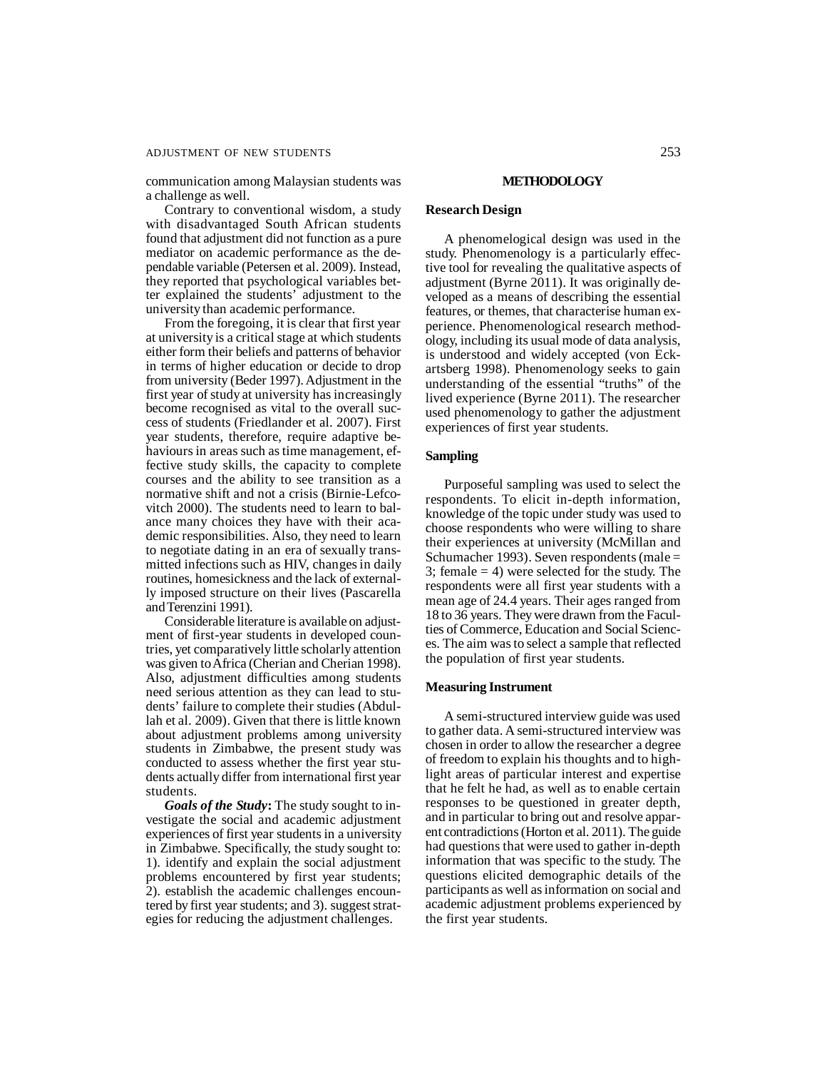communication among Malaysian students was a challenge as well.

Contrary to conventional wisdom, a study with disadvantaged South African students found that adjustment did not function as a pure mediator on academic performance as the dependable variable (Petersen et al. 2009). Instead, they reported that psychological variables better explained the students' adjustment to the university than academic performance.

From the foregoing, it is clear that first year at university is a critical stage at which students either form their beliefs and patterns of behavior in terms of higher education or decide to drop from university (Beder 1997). Adjustment in the first year of study at university has increasingly become recognised as vital to the overall success of students (Friedlander et al. 2007). First year students, therefore, require adaptive behaviours in areas such as time management, effective study skills, the capacity to complete courses and the ability to see transition as a normative shift and not a crisis (Birnie-Lefcovitch 2000). The students need to learn to balance many choices they have with their academic responsibilities. Also, they need to learn to negotiate dating in an era of sexually transmitted infections such as HIV, changes in daily routines, homesickness and the lack of externally imposed structure on their lives (Pascarella and Terenzini 1991).

Considerable literature is available on adjustment of first-year students in developed countries, yet comparatively little scholarly attention was given to Africa (Cherian and Cherian 1998). Also, adjustment difficulties among students need serious attention as they can lead to students' failure to complete their studies (Abdullah et al. 2009). Given that there is little known about adjustment problems among university students in Zimbabwe, the present study was conducted to assess whether the first year students actually differ from international first year students.

***Goals of the Study*:** The study sought to investigate the social and academic adjustment experiences of first year students in a university in Zimbabwe. Specifically, the study sought to: 1). identify and explain the social adjustment problems encountered by first year students; 2). establish the academic challenges encountered by first year students; and 3). suggest strategies for reducing the adjustment challenges.

## METHODOLOGY

### Research Design

A phenomelogical design was used in the study. Phenomenology is a particularly effective tool for revealing the qualitative aspects of adjustment (Byrne 2011). It was originally developed as a means of describing the essential features, or themes, that characterise human experience. Phenomenological research methodology, including its usual mode of data analysis, is understood and widely accepted (von Eckartsberg 1998). Phenomenology seeks to gain understanding of the essential "truths" of the lived experience (Byrne 2011). The researcher used phenomenology to gather the adjustment experiences of first year students.

### Sampling

Purposeful sampling was used to select the respondents. To elicit in-depth information, knowledge of the topic under study was used to choose respondents who were willing to share their experiences at university (McMillan and Schumacher 1993). Seven respondents (male = 3; female = 4) were selected for the study. The respondents were all first year students with a mean age of 24.4 years. Their ages ranged from 18 to 36 years. They were drawn from the Faculties of Commerce, Education and Social Sciences. The aim was to select a sample that reflected the population of first year students.

### Measuring Instrument

A semi-structured interview guide was used to gather data. A semi-structured interview was chosen in order to allow the researcher a degree of freedom to explain his thoughts and to highlight areas of particular interest and expertise that he felt he had, as well as to enable certain responses to be questioned in greater depth, and in particular to bring out and resolve apparent contradictions (Horton et al. 2011). The guide had questions that were used to gather in-depth information that was specific to the study. The questions elicited demographic details of the participants as well as information on social and academic adjustment problems experienced by the first year students.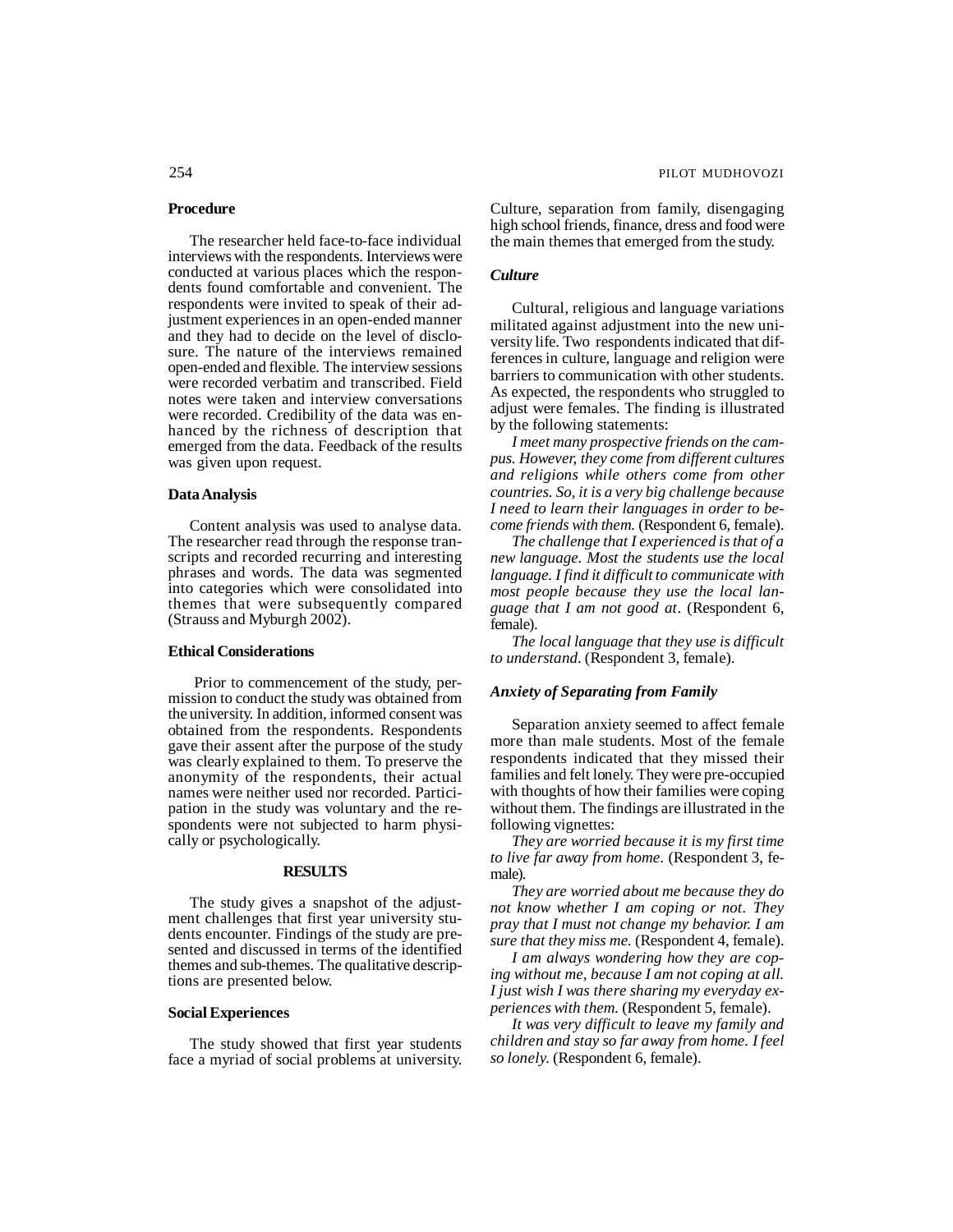### Procedure

The researcher held face-to-face individual interviews with the respondents. Interviews were conducted at various places which the respondents found comfortable and convenient. The respondents were invited to speak of their adjustment experiences in an open-ended manner and they had to decide on the level of disclosure. The nature of the interviews remained open-ended and flexible. The interview sessions were recorded verbatim and transcribed. Field notes were taken and interview conversations were recorded. Credibility of the data was enhanced by the richness of description that emerged from the data. Feedback of the results was given upon request.

### Data Analysis

Content analysis was used to analyse data. The researcher read through the response transcripts and recorded recurring and interesting phrases and words. The data was segmented into categories which were consolidated into themes that were subsequently compared (Strauss and Myburgh 2002).

### Ethical Considerations

Prior to commencement of the study, permission to conduct the study was obtained from the university. In addition, informed consent was obtained from the respondents. Respondents gave their assent after the purpose of the study was clearly explained to them. To preserve the anonymity of the respondents, their actual names were neither used nor recorded. Participation in the study was voluntary and the respondents were not subjected to harm physically or psychologically.

## RESULTS

The study gives a snapshot of the adjustment challenges that first year university students encounter. Findings of the study are presented and discussed in terms of the identified themes and sub-themes. The qualitative descriptions are presented below.

### Social Experiences

The study showed that first year students face a myriad of social problems at university. Culture, separation from family, disengaging high school friends, finance, dress and food were the main themes that emerged from the study.

### *Culture*

Cultural, religious and language variations militated against adjustment into the new university life. Two respondents indicated that differences in culture, language and religion were barriers to communication with other students. As expected, the respondents who struggled to adjust were females. The finding is illustrated by the following statements:

*I meet many prospective friends on the campus. However, they come from different cultures and religions while others come from other countries. So, it is a very big challenge because I need to learn their languages in order to become friends with them.* (Respondent 6, female).

*The challenge that I experienced is that of a new language. Most the students use the local language. I find it difficult to communicate with most people because they use the local language that I am not good at*. (Respondent 6, female).

*The local language that they use is difficult to understand*. (Respondent 3, female).

### *Anxiety of Separating from Family*

Separation anxiety seemed to affect female more than male students. Most of the female respondents indicated that they missed their families and felt lonely. They were pre-occupied with thoughts of how their families were coping without them. The findings are illustrated in the following vignettes:

*They are worried because it is my first time to live far away from home*. (Respondent 3, female).

*They are worried about me because they do not know whether I am coping or not. They pray that I must not change my behavior. I am sure that they miss me.* (Respondent 4, female).

*I am always wondering how they are coping without me, because I am not coping at all. I just wish I was there sharing my everyday experiences with them.* (Respondent 5, female).

*It was very difficult to leave my family and children and stay so far away from home. I feel so lonely.* (Respondent 6, female).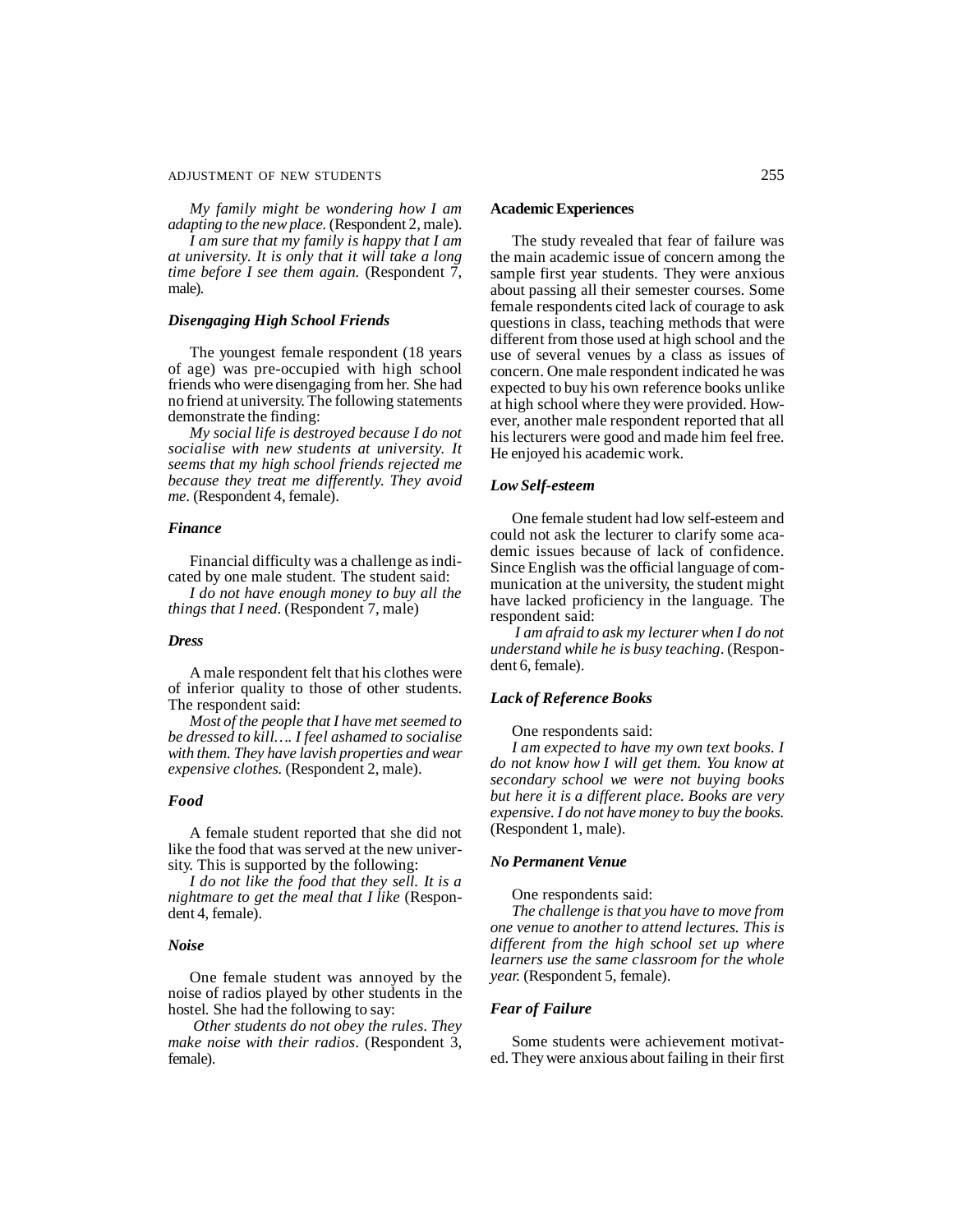*My family might be wondering how I am adapting to the new place.* (Respondent 2, male).

*I am sure that my family is happy that I am at university. It is only that it will take a long time before I see them again.* (Respondent 7, male).

### *Disengaging High School Friends*

The youngest female respondent (18 years of age) was pre-occupied with high school friends who were disengaging from her. She had no friend at university. The following statements demonstrate the finding:

*My social life is destroyed because I do not socialise with new students at university. It seems that my high school friends rejected me because they treat me differently. They avoid me*. (Respondent 4, female).

### *Finance*

Financial difficulty was a challenge as indicated by one male student. The student said:

*I do not have enough money to buy all the things that I need*. (Respondent 7, male)

### *Dress*

A male respondent felt that his clothes were of inferior quality to those of other students. The respondent said:

*Most of the people that I have met seemed to be dressed to kill…. I feel ashamed to socialise with them. They have lavish properties and wear expensive clothes.* (Respondent 2, male).

### *Food*

A female student reported that she did not like the food that was served at the new university. This is supported by the following:

*I do not like the food that they sell. It is a nightmare to get the meal that I like* (Respondent 4, female).

### *Noise*

One female student was annoyed by the noise of radios played by other students in the hostel. She had the following to say:

*Other students do not obey the rules. They make noise with their radios*. (Respondent 3, female).

## **Academic Experiences**

The study revealed that fear of failure was the main academic issue of concern among the sample first year students. They were anxious about passing all their semester courses. Some female respondents cited lack of courage to ask questions in class, teaching methods that were different from those used at high school and the use of several venues by a class as issues of concern. One male respondent indicated he was expected to buy his own reference books unlike at high school where they were provided. However, another male respondent reported that all his lecturers were good and made him feel free. He enjoyed his academic work.

### *Low Self-esteem*

One female student had low self-esteem and could not ask the lecturer to clarify some academic issues because of lack of confidence. Since English was the official language of communication at the university, the student might have lacked proficiency in the language. The respondent said:

*I am afraid to ask my lecturer when I do not understand while he is busy teaching*. (Respondent 6, female).

### *Lack of Reference Books*

One respondents said:

*I am expected to have my own text books. I do not know how I will get them. You know at secondary school we were not buying books but here it is a different place. Books are very expensive. I do not have money to buy the books.* (Respondent 1, male).

### *No Permanent Venue*

One respondents said:

*The challenge is that you have to move from one venue to another to attend lectures. This is different from the high school set up where learners use the same classroom for the whole year.* (Respondent 5, female).

### *Fear of Failure*

Some students were achievement motivated. They were anxious about failing in their first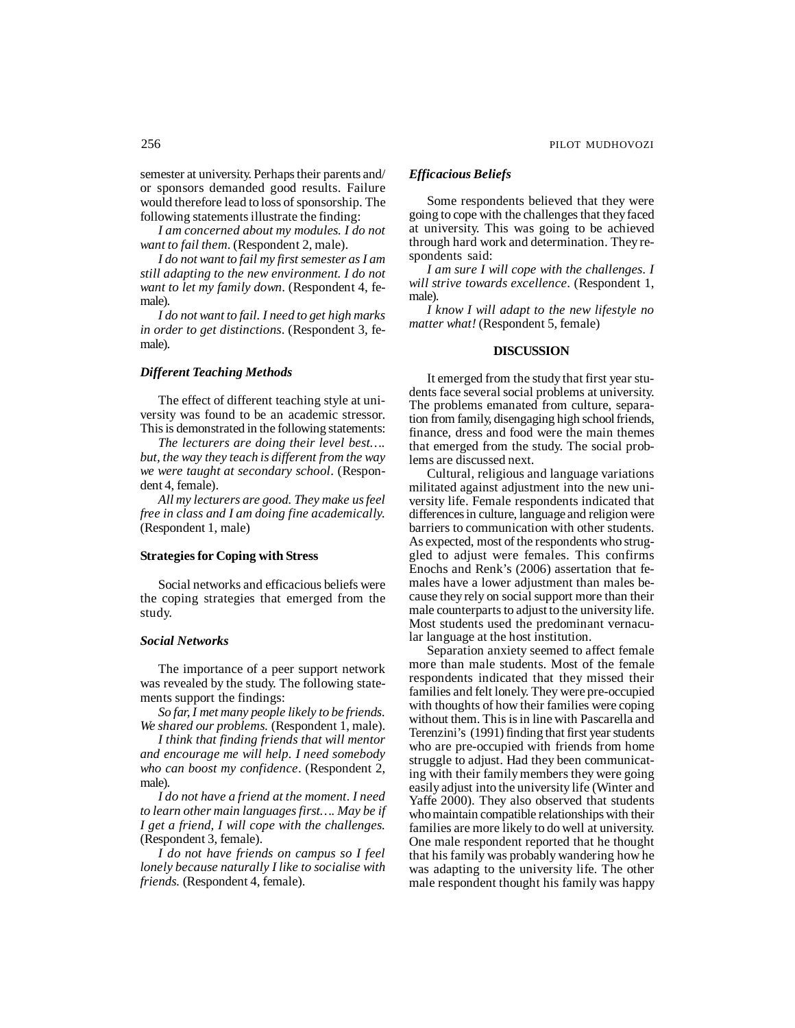semester at university. Perhaps their parents and/ or sponsors demanded good results. Failure would therefore lead to loss of sponsorship. The following statements illustrate the finding:

*I am concerned about my modules. I do not want to fail them*. (Respondent 2, male).

*I do not want to fail my first semester as I am still adapting to the new environment. I do not want to let my family down*. (Respondent 4, female).

*I do not want to fail. I need to get high marks in order to get distinctions*. (Respondent 3, female).

### *Different Teaching Methods*

The effect of different teaching style at university was found to be an academic stressor. This is demonstrated in the following statements:

*The lecturers are doing their level best…. but, the way they teach is different from the way we were taught at secondary school*. (Respondent 4, female).

*All my lecturers are good. They make us feel free in class and I am doing fine academically.* (Respondent 1, male)

### Strategies for Coping with Stress

Social networks and efficacious beliefs were the coping strategies that emerged from the study.

### *Social Networks*

The importance of a peer support network was revealed by the study. The following statements support the findings:

*So far, I met many people likely to be friends. We shared our problems.* (Respondent 1, male).

*I think that finding friends that will mentor and encourage me will help. I need somebody who can boost my confidence*. (Respondent 2, male).

*I do not have a friend at the moment. I need to learn other main languages first…. May be if I get a friend, I will cope with the challenges.* (Respondent 3, female).

*I do not have friends on campus so I feel lonely because naturally I like to socialise with friends.* (Respondent 4, female).

### *Efficacious Beliefs*

Some respondents believed that they were going to cope with the challenges that they faced at university. This was going to be achieved through hard work and determination. They respondents said:

*I am sure I will cope with the challenges. I will strive towards excellence*. (Respondent 1, male).

*I know I will adapt to the new lifestyle no matter what!* (Respondent 5, female)

## DISCUSSION

It emerged from the study that first year students face several social problems at university. The problems emanated from culture, separation from family, disengaging high school friends, finance, dress and food were the main themes that emerged from the study. The social problems are discussed next.

Cultural, religious and language variations militated against adjustment into the new university life. Female respondents indicated that differences in culture, language and religion were barriers to communication with other students. As expected, most of the respondents who struggled to adjust were females. This confirms Enochs and Renk's (2006) assertion that females have a lower adjustment than males because they rely on social support more than their male counterparts to adjust to the university life. Most students used the predominant vernacular language at the host institution.

Separation anxiety seemed to affect female more than male students. Most of the female respondents indicated that they missed their families and felt lonely. They were pre-occupied with thoughts of how their families were coping without them. This is in line with Pascarella and Terenzini's (1991) finding that first year students who are pre-occupied with friends from home struggle to adjust. Had they been communicating with their family members they were going easily adjust into the university life (Winter and Yaffe 2000). They also observed that students who maintain compatible relationships with their families are more likely to do well at university. One male respondent reported that he thought that his family was probably wandering how he was adapting to the university life. The other male respondent thought his family was happy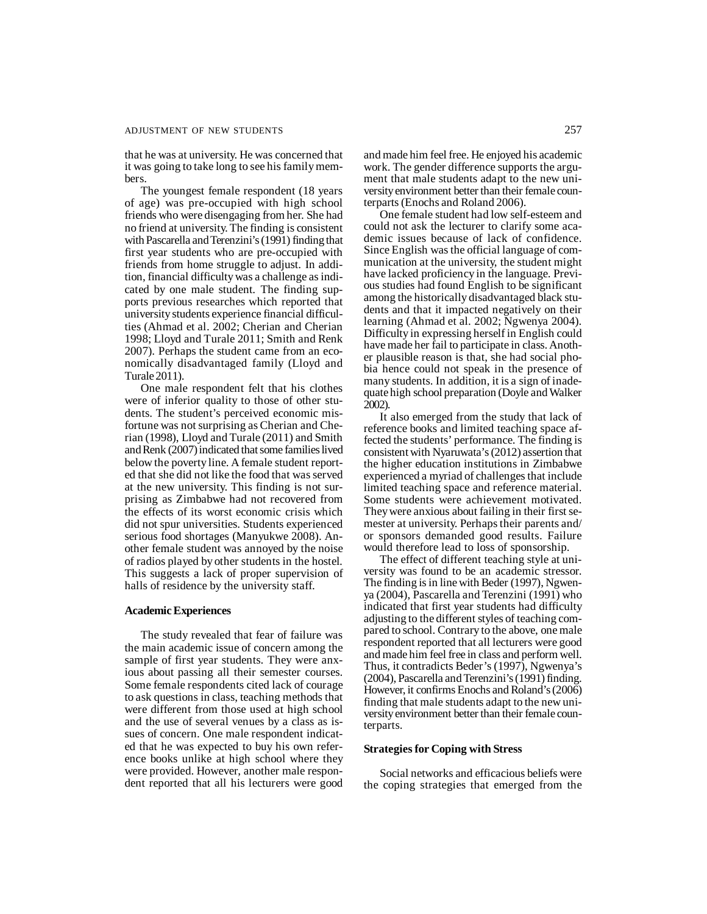that he was at university. He was concerned that it was going to take long to see his family members.

The youngest female respondent (18 years of age) was pre-occupied with high school friends who were disengaging from her. She had no friend at university. The finding is consistent with Pascarella and Terenzini's (1991) finding that first year students who are pre-occupied with friends from home struggle to adjust. In addition, financial difficulty was a challenge as indicated by one male student. The finding supports previous researches which reported that university students experience financial difficulties (Ahmad et al. 2002; Cherian and Cherian 1998; Lloyd and Turale 2011; Smith and Renk 2007). Perhaps the student came from an economically disadvantaged family (Lloyd and Turale 2011).

One male respondent felt that his clothes were of inferior quality to those of other students. The student's perceived economic misfortune was not surprising as Cherian and Cherian (1998), Lloyd and Turale (2011) and Smith and Renk (2007) indicated that some families lived below the poverty line. A female student reported that she did not like the food that was served at the new university. This finding is not surprising as Zimbabwe had not recovered from the effects of its worst economic crisis which did not spur universities. Students experienced serious food shortages (Manyukwe 2008). Another female student was annoyed by the noise of radios played by other students in the hostel. This suggests a lack of proper supervision of halls of residence by the university staff.

### Academic Experiences

The study revealed that fear of failure was the main academic issue of concern among the sample of first year students. They were anxious about passing all their semester courses. Some female respondents cited lack of courage to ask questions in class, teaching methods that were different from those used at high school and the use of several venues by a class as issues of concern. One male respondent indicated that he was expected to buy his own reference books unlike at high school where they were provided. However, another male respondent reported that all his lecturers were good and made him feel free. He enjoyed his academic work. The gender difference supports the argument that male students adapt to the new university environment better than their female counterparts (Enochs and Roland 2006).

One female student had low self-esteem and could not ask the lecturer to clarify some academic issues because of lack of confidence. Since English was the official language of communication at the university, the student might have lacked proficiency in the language. Previous studies had found English to be significant among the historically disadvantaged black students and that it impacted negatively on their learning (Ahmad et al. 2002; Ngwenya 2004). Difficulty in expressing herself in English could have made her fail to participate in class. Another plausible reason is that, she had social phobia hence could not speak in the presence of many students. In addition, it is a sign of inadequate high school preparation (Doyle and Walker 2002).

It also emerged from the study that lack of reference books and limited teaching space affected the students' performance. The finding is consistent with Nyaruwata's (2012) assertion that the higher education institutions in Zimbabwe experienced a myriad of challenges that include limited teaching space and reference material. Some students were achievement motivated. They were anxious about failing in their first semester at university. Perhaps their parents and/or sponsors demanded good results. Failure would therefore lead to loss of sponsorship.

The effect of different teaching style at university was found to be an academic stressor. The finding is in line with Beder (1997), Ngwenya (2004), Pascarella and Terenzini (1991) who indicated that first year students had difficulty adjusting to the different styles of teaching compared to school. Contrary to the above, one male respondent reported that all lecturers were good and made him feel free in class and perform well. Thus, it contradicts Beder's (1997), Ngwenya's (2004), Pascarella and Terenzini's (1991) finding. However, it confirms Enochs and Roland's (2006) finding that male students adapt to the new university environment better than their female counterparts.

### Strategies for Coping with Stress

Social networks and efficacious beliefs were the coping strategies that emerged from the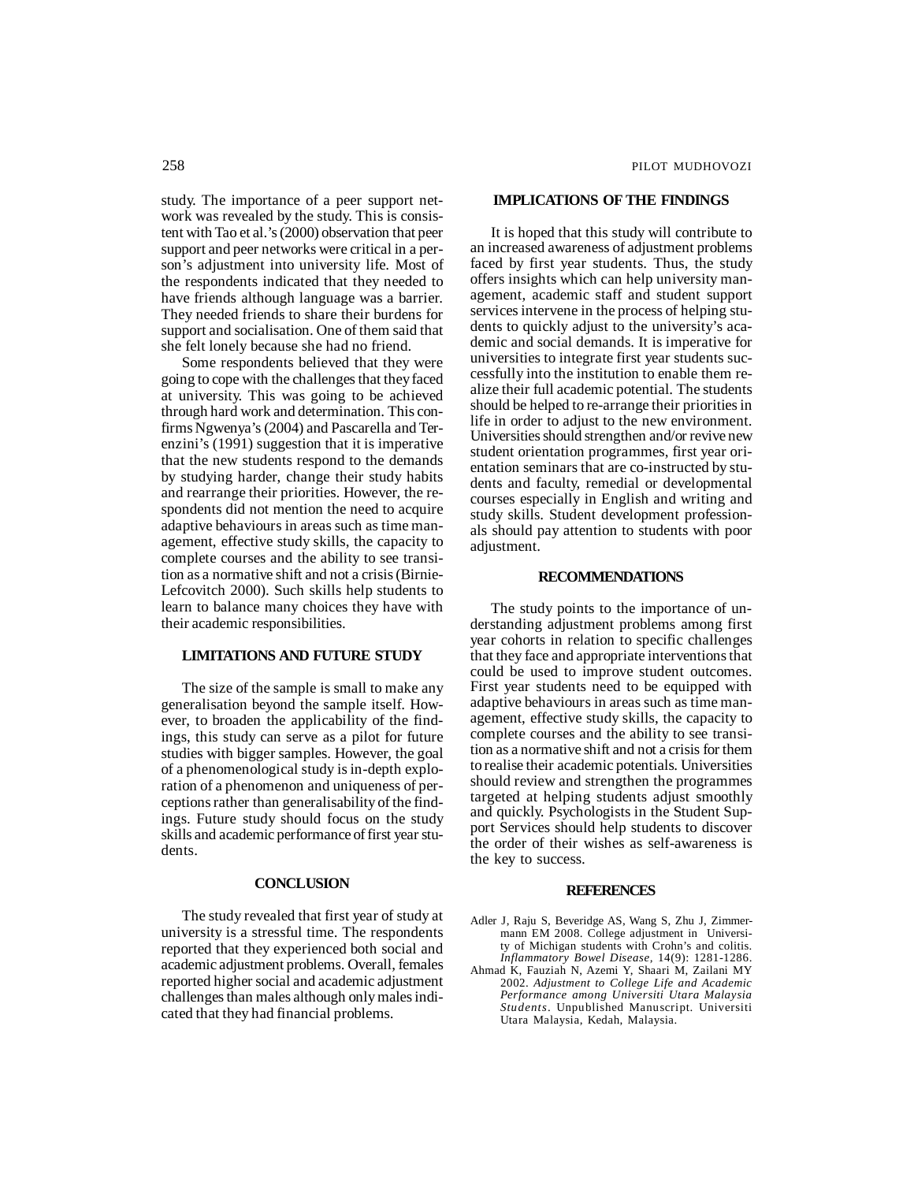study. The importance of a peer support network was revealed by the study. This is consistent with Tao et al.'s (2000) observation that peer support and peer networks were critical in a person's adjustment into university life. Most of the respondents indicated that they needed to have friends although language was a barrier. They needed friends to share their burdens for support and socialisation. One of them said that she felt lonely because she had no friend.

Some respondents believed that they were going to cope with the challenges that they faced at university. This was going to be achieved through hard work and determination. This confirms Ngwenya's (2004) and Pascarella and Terenzini's (1991) suggestion that it is imperative that the new students respond to the demands by studying harder, change their study habits and rearrange their priorities. However, the respondents did not mention the need to acquire adaptive behaviours in areas such as time management, effective study skills, the capacity to complete courses and the ability to see transition as a normative shift and not a crisis (Birnie-Lefcovitch 2000). Such skills help students to learn to balance many choices they have with their academic responsibilities.

## LIMITATIONS AND FUTURE STUDY

The size of the sample is small to make any generalisation beyond the sample itself. However, to broaden the applicability of the findings, this study can serve as a pilot for future studies with bigger samples. However, the goal of a phenomenological study is in-depth exploration of a phenomenon and uniqueness of perceptions rather than generalisability of the findings. Future study should focus on the study skills and academic performance of first year students.

## CONCLUSION

The study revealed that first year of study at university is a stressful time. The respondents reported that they experienced both social and academic adjustment problems. Overall, females reported higher social and academic adjustment challenges than males although only males indicated that they had financial problems.

## IMPLICATIONS OF THE FINDINGS

It is hoped that this study will contribute to an increased awareness of adjustment problems faced by first year students. Thus, the study offers insights which can help university management, academic staff and student support services intervene in the process of helping students to quickly adjust to the university's academic and social demands. It is imperative for universities to integrate first year students successfully into the institution to enable them realize their full academic potential. The students should be helped to re-arrange their priorities in life in order to adjust to the new environment. Universities should strengthen and/or revive new student orientation programmes, first year orientation seminars that are co-instructed by students and faculty, remedial or developmental courses especially in English and writing and study skills. Student development professionals should pay attention to students with poor adjustment.

## RECOMMENDATIONS

The study points to the importance of understanding adjustment problems among first year cohorts in relation to specific challenges that they face and appropriate interventions that could be used to improve student outcomes. First year students need to be equipped with adaptive behaviours in areas such as time management, effective study skills, the capacity to complete courses and the ability to see transition as a normative shift and not a crisis for them to realise their academic potentials. Universities should review and strengthen the programmes targeted at helping students adjust smoothly and quickly. Psychologists in the Student Support Services should help students to discover the order of their wishes as self-awareness is the key to success.

## REFERENCES

Adler J, Raju S, Beveridge AS, Wang S, Zhu J, Zimmermann EM 2008. College adjustment in University of Michigan students with Crohn's and colitis. *Inflammatory Bowel Disease*, 14(9): 1281-1286.

Ahmad K, Fauziah N, Azemi Y, Shaari M, Zailani MY 2002. *Adjustment to College Life and Academic Performance among Universiti Utara Malaysia Students*. Unpublished Manuscript. Universiti Utara Malaysia, Kedah, Malaysia.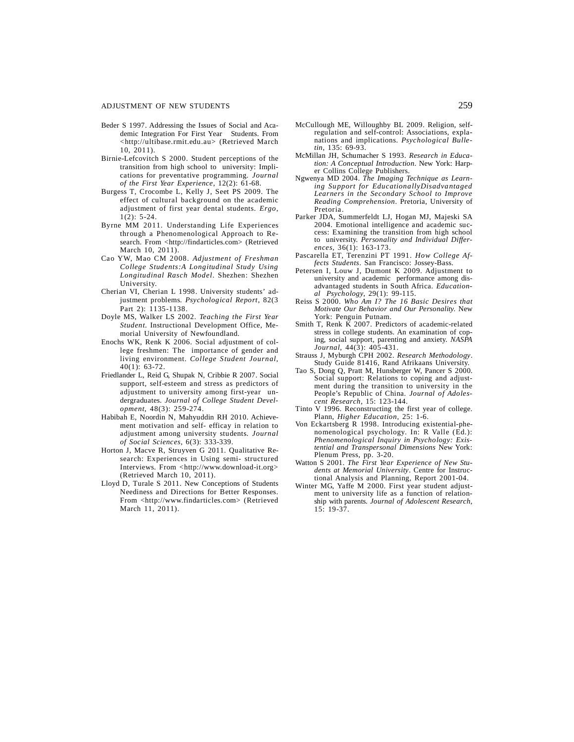Beder S 1997. Addressing the Issues of Social and Academic Integration For First Year Students. From <http://ultibase.rmit.edu.au> (Retrieved March 10, 2011).

Birnie-Lefcovitch S 2000. Student perceptions of the transition from high school to university: Implications for preventative programming. *Journal of the First Year Experience*, 12(2): 61-68.

Burgess T, Crocombe L, Kelly J, Seet PS 2009. The effect of cultural background on the academic adjustment of first year dental students. *Ergo*, 1(2): 5-24.

Byrne MM 2011. Understanding Life Experiences through a Phenomenological Approach to Research. From <http://findarticles.com> (Retrieved March 10, 2011).

Cao YW, Mao CM 2008. *Adjustment of Freshman College Students:A Longitudinal Study Using Longitudinal Rasch Model*. Shezhen: Shezhen University.

Cherian VI, Cherian L 1998. University students' adjustment problems. *Psychological Report*, 82(3 Part 2): 1135-1138.

Doyle MS, Walker LS 2002. *Teaching the First Year Student*. Instructional Development Office, Memorial University of Newfoundland.

Enochs WK, Renk K 2006. Social adjustment of college freshmen: The importance of gender and living environment. *College Student Journal*, 40(1): 63-72.

Friedlander L, Reid G, Shupak N, Cribbie R 2007. Social support, self-esteem and stress as predictors of adjustment to university among first-year undergraduates. *Journal of College Student Development*, 48(3): 259-274.

Habibah E, Noordin N, Mahyuddin RH 2010. Achievement motivation and self- efficay in relation to adjustment among university students. *Journal of Social Sciences*, 6(3): 333-339.

Horton J, Macve R, Struyven G 2011. Qualitative Research: Experiences in Using semi- structured Interviews. From <http://www.download-it.org> (Retrieved March 10, 2011).

Lloyd D, Turale S 2011. New Conceptions of Students Neediness and Directions for Better Responses. From <http://www.findarticles.com> (Retrieved March 11, 2011).

McCullough ME, Willoughby BL 2009. Religion, self-regulation and self-control: Associations, explanations and implications. *Psychological Bulletin*, 135: 69-93.

McMillan JH, Schumacher S 1993. *Research in Education: A Conceptual Introduction*. New York: Harper Collins College Publishers.

Ngwenya MD 2004. *The Imaging Technique as Learning Support for EducationallyDisadvantaged Learners in the Secondary School to Improve Reading Comprehension*. Pretoria, University of Pretoria.

Parker JDA, Summerfeldt LJ, Hogan MJ, Majeski SA 2004. Emotional intelligence and academic success: Examining the transition from high school to university. *Personality and Individual Differences*, 36(1): 163-173.

Pascarella ET, Terenzini PT 1991. *How College Affects Students*. San Francisco: Jossey-Bass.

Petersen I, Louw J, Dumont K 2009. Adjustment to university and academic performance among disadvantaged students in South Africa. *Educational Psychology*, 29(1): 99-115.

Reiss S 2000. *Who Am I? The 16 Basic Desires that Motivate Our Behavior and Our Personality.* New York: Penguin Putnam.

Smith T, Renk K 2007. Predictors of academic-related stress in college students. An examination of coping, social support, parenting and anxiety. *NASPA Journal*, 44(3): 405-431.

Strauss J, Myburgh CPH 2002. *Research Methodology*. Study Guide 81416, Rand Afrikaans University.

Tao S, Dong Q, Pratt M, Hunsberger W, Pancer S 2000. Social support: Relations to coping and adjustment during the transition to university in the People's Republic of China. *Journal of Adolescent Research*, 15: 123-144.

Tinto V 1996. Reconstructing the first year of college. Plann, *Higher Education*, 25: 1-6.

Von Eckartsberg R 1998. Introducing existential-phenomenological psychology. In: R Valle (Ed.): *Phenomenological Inquiry in Psychology: Existential and Transpersonal Dimensions* New York: Plenum Press, pp. 3-20.

Watton S 2001. *The First Year Experience of New Students at Memorial University*. Centre for Instructional Analysis and Planning, Report 2001-04.

Winter MG, Yaffe M 2000. First year student adjustment to university life as a function of relationship with parents. *Journal of Adolescent Research*, 15: 19-37.